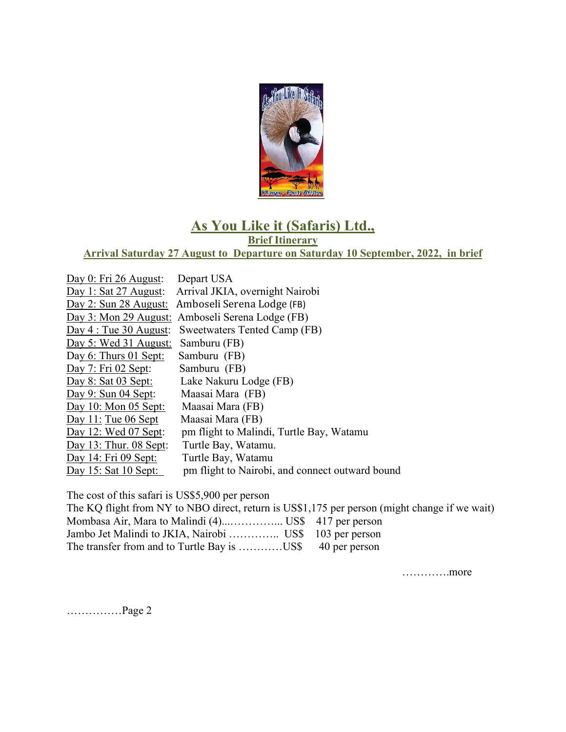# As You Like it (Safaris) Ltd.,

## Brief Itinerary

### Arrival Saturday 27 August to Departure on Saturday 10 September, 2022, in brief

Day 0: Fri 26 August: Depart USA
Day 1: Sat 27 August: Arrival JKIA, overnight Nairobi
Day 2: Sun 28 August: Amboseli Serena Lodge (FB)
Day 3: Mon 29 August: Amboseli Serena Lodge (FB)
Day 4 : Tue 30 August: Sweetwaters Tented Camp (FB)
Day 5: Wed 31 August: Samburu (FB)
Day 6: Thurs 01 Sept: Samburu (FB)
Day 7: Fri 02 Sept: Samburu (FB)
Day 8: Sat 03 Sept: Lake Nakuru Lodge (FB)
Day 9: Sun 04 Sept: Maasai Mara (FB)
Day 10: Mon 05 Sept: Maasai Mara (FB)
Day 11: Tue 06 Sept Maasai Mara (FB)
Day 12: Wed 07 Sept: pm flight to Malindi, Turtle Bay, Watamu
Day 13: Thur. 08 Sept: Turtle Bay, Watamu.
Day 14: Fri 09 Sept: Turtle Bay, Watamu
Day 15: Sat 10 Sept: pm flight to Nairobi, and connect outward bound

The cost of this safari is US$5,900 per person
The KQ flight from NY to NBO direct, return is US$1,175 per person (might change if we wait)
Mombasa Air, Mara to Malindi (4)....…………... US$ 417 per person
Jambo Jet Malindi to JKIA, Nairobi ………….. US$ 103 per person
The transfer from and to Turtle Bay is …………US$ 40 per person

………….more

……………Page 2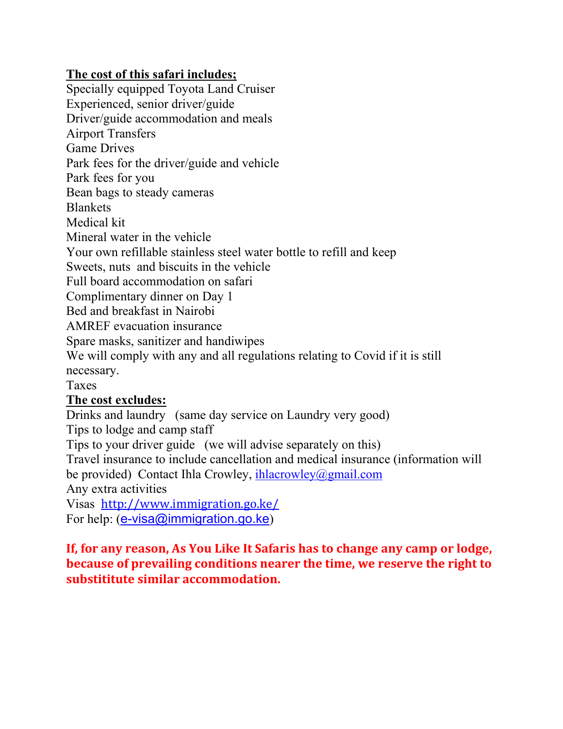**The cost of this safari includes;**

Specially equipped Toyota Land Cruiser
Experienced, senior driver/guide
Driver/guide accommodation and meals
Airport Transfers
Game Drives
Park fees for the driver/guide and vehicle
Park fees for you
Bean bags to steady cameras
Blankets
Medical kit
Mineral water in the vehicle
Your own refillable stainless steel water bottle to refill and keep
Sweets, nuts and biscuits in the vehicle
Full board accommodation on safari
Complimentary dinner on Day 1
Bed and breakfast in Nairobi
AMREF evacuation insurance
Spare masks, sanitizer and handiwipes
We will comply with any and all regulations relating to Covid if it is still necessary.
Taxes

**The cost excludes:**

Drinks and laundry (same day service on Laundry very good)
Tips to lodge and camp staff
Tips to your driver guide (we will advise separately on this)
Travel insurance to include cancellation and medical insurance (information will be provided) Contact Ihla Crowley, ihlacrowley@gmail.com
Any extra activities
Visas http://www.immigration.go.ke/
For help: (e-visa@immigration.go.ke)

**If, for any reason, As You Like It Safaris has to change any camp or lodge, because of prevailing conditions nearer the time, we reserve the right to substititute similar accommodation.**